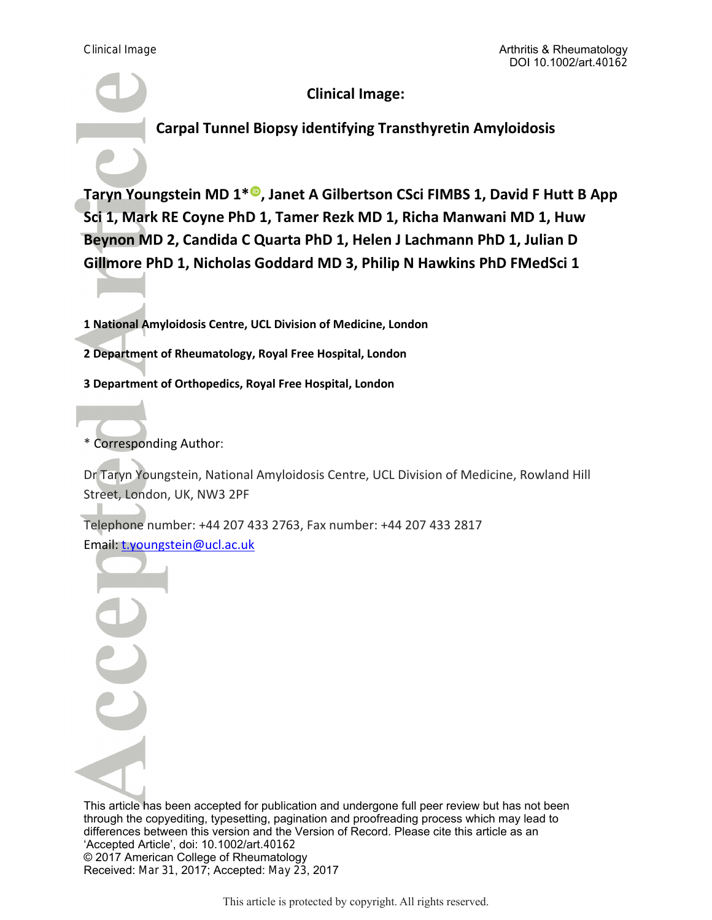# Clinical Image:

## Carpal Tunnel Biopsy identifying Transthyretin Amyloidosis

**Taryn Youngstein MD 1*, Janet A Gilbertson CSci FIMBS 1, David F Hutt B App Sci 1, Mark RE Coyne PhD 1, Tamer Rezk MD 1, Richa Manwani MD 1, Huw Beynon MD 2, Candida C Quarta PhD 1, Helen J Lachmann PhD 1, Julian D Gillmore PhD 1, Nicholas Goddard MD 3, Philip N Hawkins PhD FMedSci 1**

**1 National Amyloidosis Centre, UCL Division of Medicine, London**

**2 Department of Rheumatology, Royal Free Hospital, London**

**3 Department of Orthopedics, Royal Free Hospital, London**

* Corresponding Author:

Dr Taryn Youngstein, National Amyloidosis Centre, UCL Division of Medicine, Rowland Hill Street, London, UK, NW3 2PF

Telephone number: +44 207 433 2763, Fax number: +44 207 433 2817

Email: t.youngstein@ucl.ac.uk

This article has been accepted for publication and undergone full peer review but has not been through the copyediting, typesetting, pagination and proofreading process which may lead to differences between this version and the Version of Record. Please cite this article as an 'Accepted Article', doi: 10.1002/art.40162

© 2017 American College of Rheumatology

Received: Mar 31, 2017; Accepted: May 23, 2017

This article is protected by copyright. All rights reserved.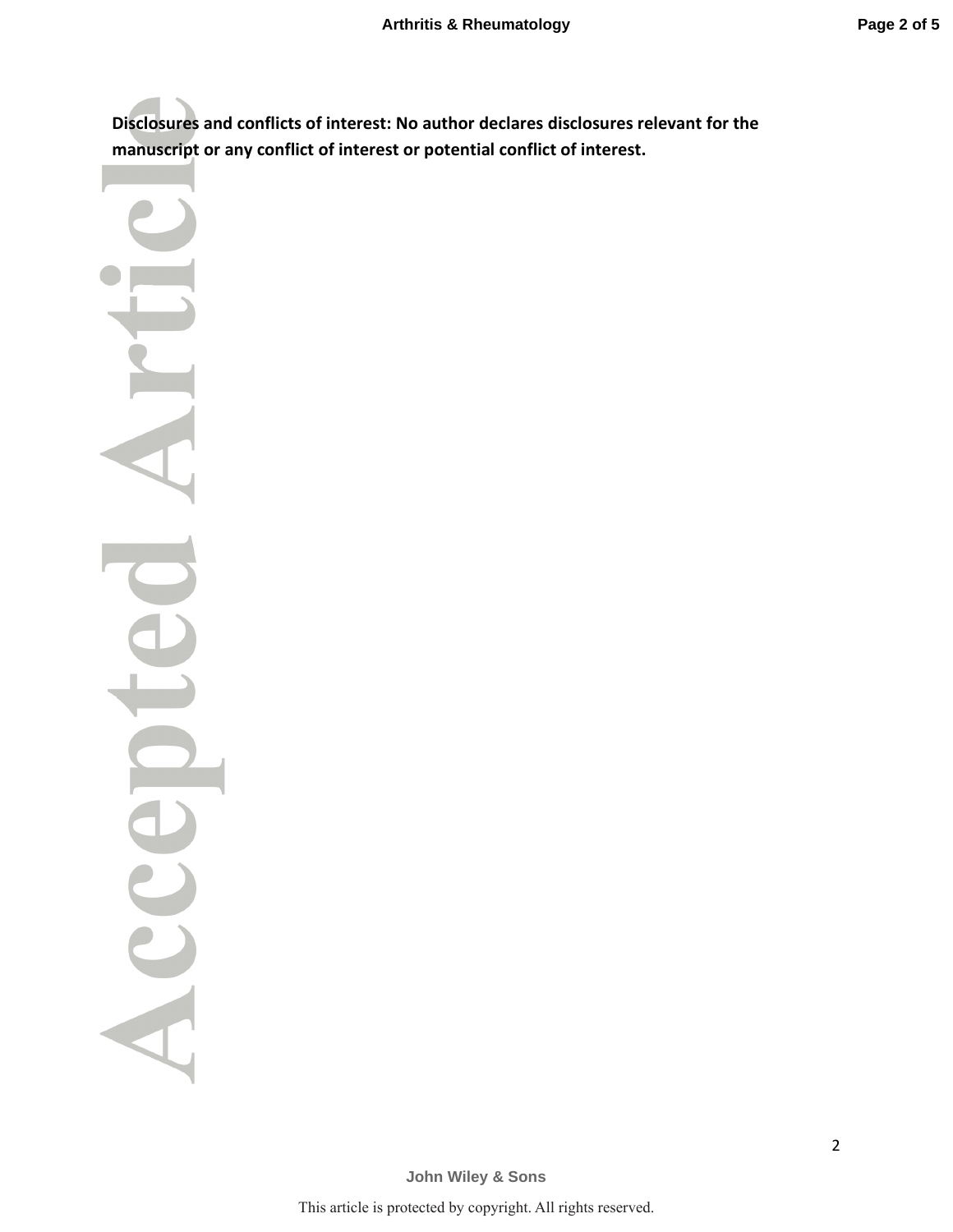**Disclosures and conflicts of interest: No author declares disclosures relevant for the manuscript or any conflict of interest or potential conflict of interest.**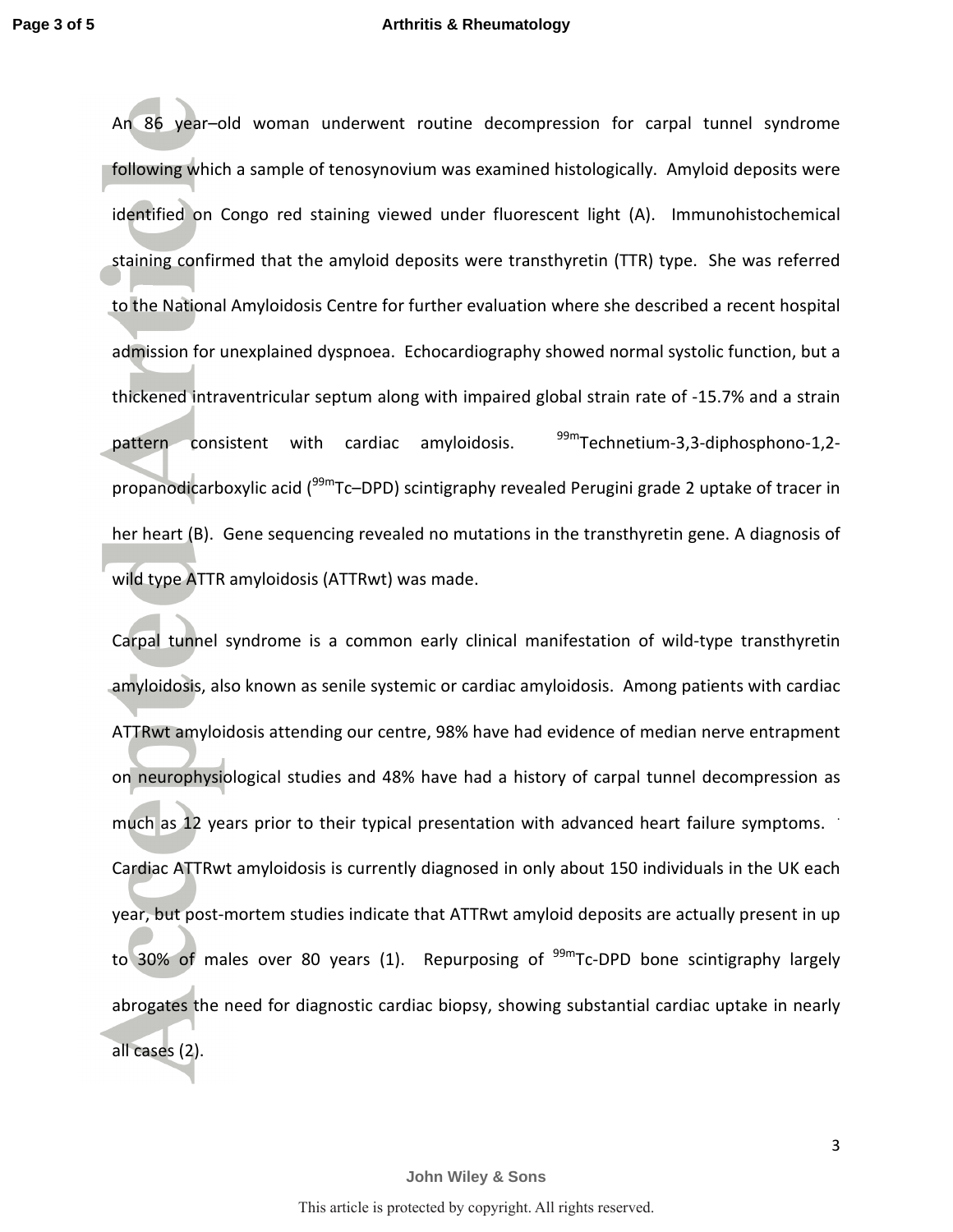An 86 year–old woman underwent routine decompression for carpal tunnel syndrome following which a sample of tenosynovium was examined histologically. Amyloid deposits were identified on Congo red staining viewed under fluorescent light (A). Immunohistochemical staining confirmed that the amyloid deposits were transthyretin (TTR) type. She was referred to the National Amyloidosis Centre for further evaluation where she described a recent hospital admission for unexplained dyspnoea. Echocardiography showed normal systolic function, but a thickened intraventricular septum along with impaired global strain rate of -15.7% and a strain pattern consistent with cardiac amyloidosis. $^{99m}$Technetium-3,3-diphosphono-1,2-propanodicarboxylic acid ($^{99m}$Tc–DPD) scintigraphy revealed Perugini grade 2 uptake of tracer in her heart (B). Gene sequencing revealed no mutations in the transthyretin gene. A diagnosis of wild type ATTR amyloidosis (ATTRwt) was made.

Carpal tunnel syndrome is a common early clinical manifestation of wild-type transthyretin amyloidosis, also known as senile systemic or cardiac amyloidosis. Among patients with cardiac ATTRwt amyloidosis attending our centre, 98% have had evidence of median nerve entrapment on neurophysiological studies and 48% have had a history of carpal tunnel decompression as much as 12 years prior to their typical presentation with advanced heart failure symptoms. Cardiac ATTRwt amyloidosis is currently diagnosed in only about 150 individuals in the UK each year, but post-mortem studies indicate that ATTRwt amyloid deposits are actually present in up to 30% of males over 80 years (1). Repurposing of $^{99m}$Tc-DPD bone scintigraphy largely abrogates the need for diagnostic cardiac biopsy, showing substantial cardiac uptake in nearly all cases (2).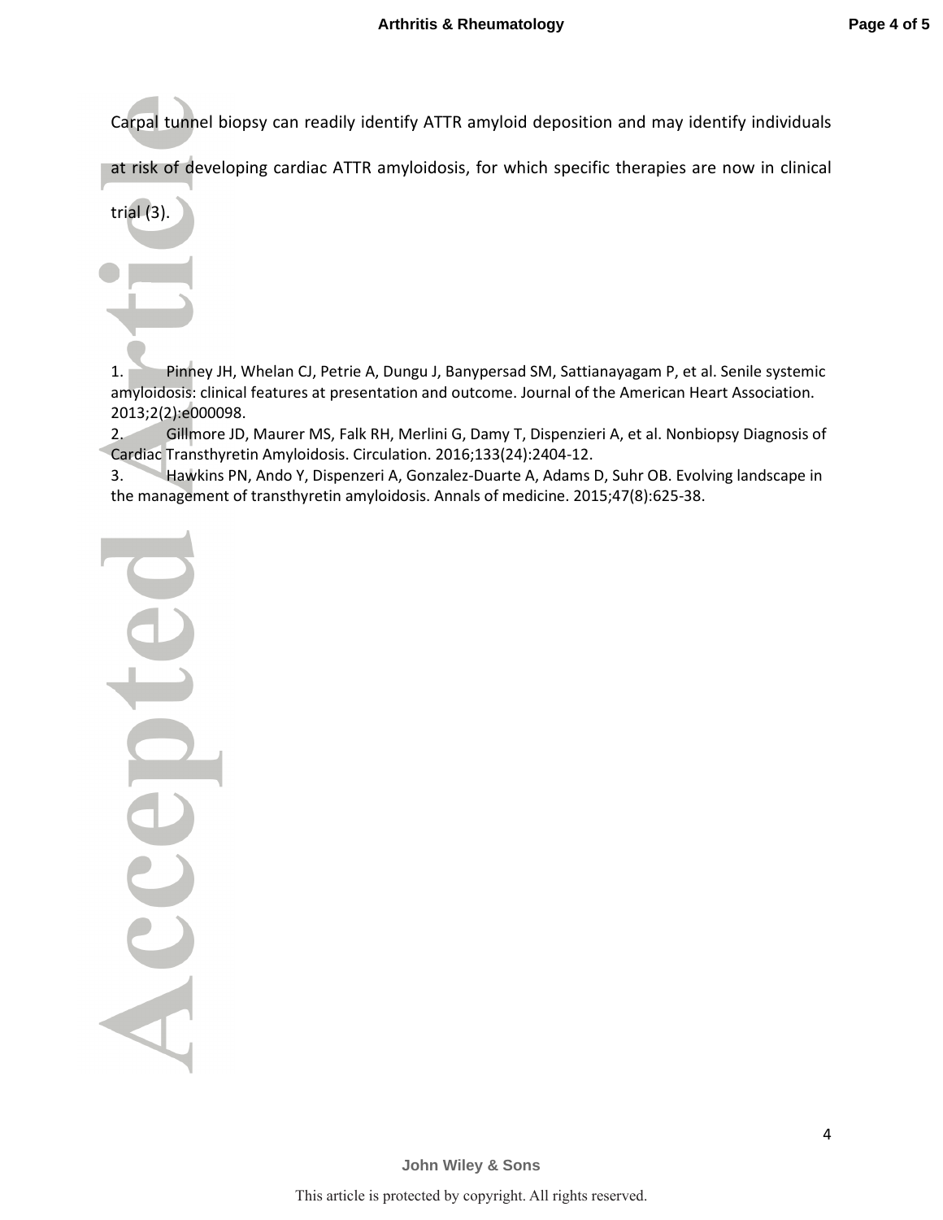Carpal tunnel biopsy can readily identify ATTR amyloid deposition and may identify individuals at risk of developing cardiac ATTR amyloidosis, for which specific therapies are now in clinical trial (3).

1. Pinney JH, Whelan CJ, Petrie A, Dungu J, Banypersad SM, Sattianayagam P, et al. Senile systemic amyloidosis: clinical features at presentation and outcome. Journal of the American Heart Association. 2013;2(2):e000098.
2. Gillmore JD, Maurer MS, Falk RH, Merlini G, Damy T, Dispenzieri A, et al. Nonbiopsy Diagnosis of Cardiac Transthyretin Amyloidosis. Circulation. 2016;133(24):2404-12.
3. Hawkins PN, Ando Y, Dispenzeri A, Gonzalez-Duarte A, Adams D, Suhr OB. Evolving landscape in the management of transthyretin amyloidosis. Annals of medicine. 2015;47(8):625-38.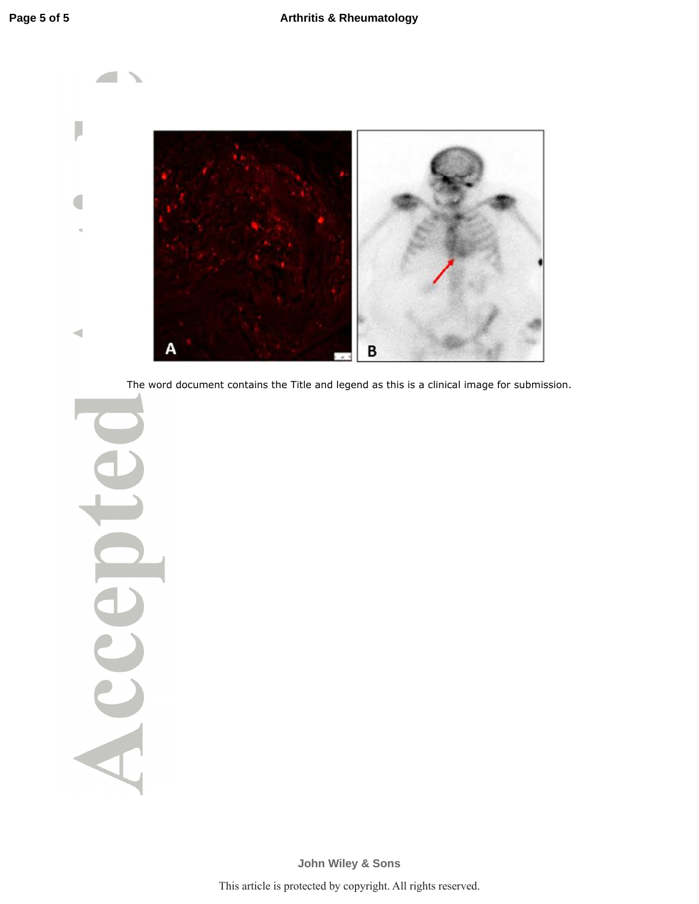A

B

The word document contains the Title and legend as this is a clinical image for submission.